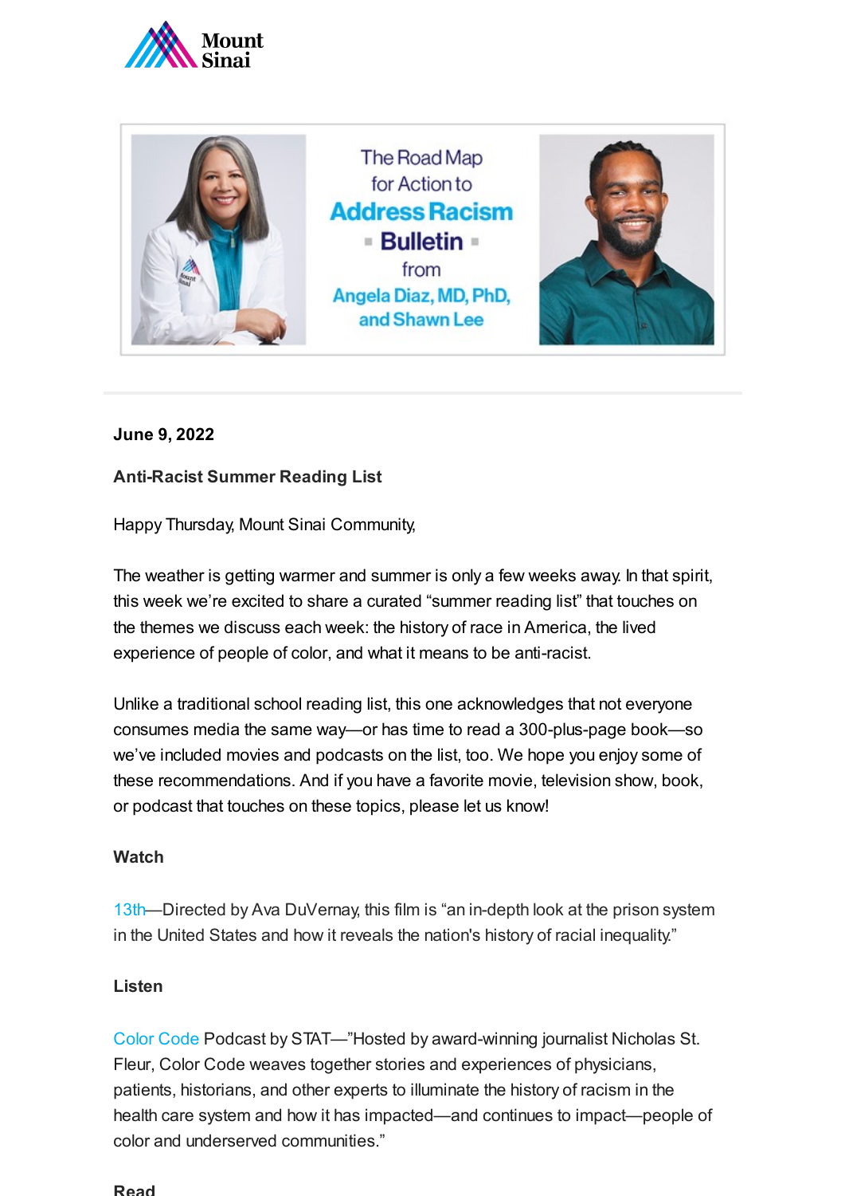Mount Sinai

The Road Map for Action to **Address Racism** **Bulletin** from Angela Diaz, MD, PhD, and Shawn Lee

**June 9, 2022**

**Anti-Racist Summer Reading List**

Happy Thursday, Mount Sinai Community,

The weather is getting warmer and summer is only a few weeks away. In that spirit, this week we're excited to share a curated "summer reading list" that touches on the themes we discuss each week: the history of race in America, the lived experience of people of color, and what it means to be anti-racist.

Unlike a traditional school reading list, this one acknowledges that not everyone consumes media the same way—or has time to read a 300-plus-page book—so we've included movies and podcasts on the list, too. We hope you enjoy some of these recommendations. And if you have a favorite movie, television show, book, or podcast that touches on these topics, please let us know!

**Watch**

13th—Directed by Ava DuVernay, this film is "an in-depth look at the prison system in the United States and how it reveals the nation's history of racial inequality."

**Listen**

Color Code Podcast by STAT—"Hosted by award-winning journalist Nicholas St. Fleur, Color Code weaves together stories and experiences of physicians, patients, historians, and other experts to illuminate the history of racism in the health care system and how it has impacted—and continues to impact—people of color and underserved communities."

**Read**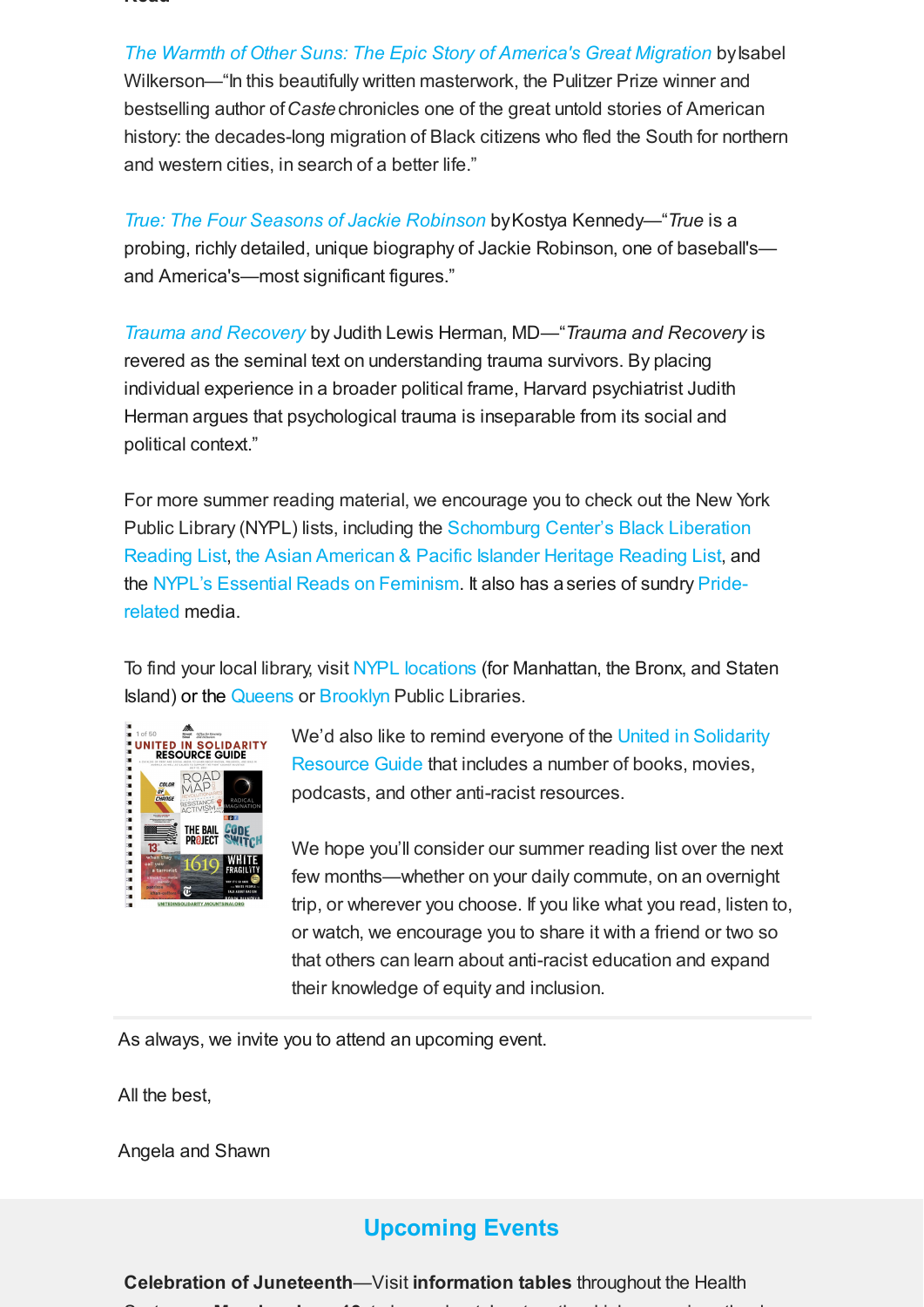*The Warmth of Other Suns: The Epic Story of America's Great Migration* by Isabel Wilkerson—"In this beautifully written masterwork, the Pulitzer Prize winner and bestselling author of *Caste* chronicles one of the great untold stories of American history: the decades-long migration of Black citizens who fled the South for northern and western cities, in search of a better life."

*True: The Four Seasons of Jackie Robinson* by Kostya Kennedy—"*True* is a probing, richly detailed, unique biography of Jackie Robinson, one of baseball's—and America's—most significant figures."

*Trauma and Recovery* by Judith Lewis Herman, MD—"*Trauma and Recovery* is revered as the seminal text on understanding trauma survivors. By placing individual experience in a broader political frame, Harvard psychiatrist Judith Herman argues that psychological trauma is inseparable from its social and political context."

For more summer reading material, we encourage you to check out the New York Public Library (NYPL) lists, including the Schomburg Center's Black Liberation Reading List, the Asian American & Pacific Islander Heritage Reading List, and the NYPL's Essential Reads on Feminism. It also has a series of sundry Pride-related media.

To find your local library, visit NYPL locations (for Manhattan, the Bronx, and Staten Island) or the Queens or Brooklyn Public Libraries.

We'd also like to remind everyone of the United in Solidarity Resource Guide that includes a number of books, movies, podcasts, and other anti-racist resources.

We hope you'll consider our summer reading list over the next few months—whether on your daily commute, on an overnight trip, or wherever you choose. If you like what you read, listen to, or watch, we encourage you to share it with a friend or two so that others can learn about anti-racist education and expand their knowledge of equity and inclusion.

---

As always, we invite you to attend an upcoming event.

All the best,

Angela and Shawn

## Upcoming Events

**Celebration of Juneteenth**—Visit **information tables** throughout the Health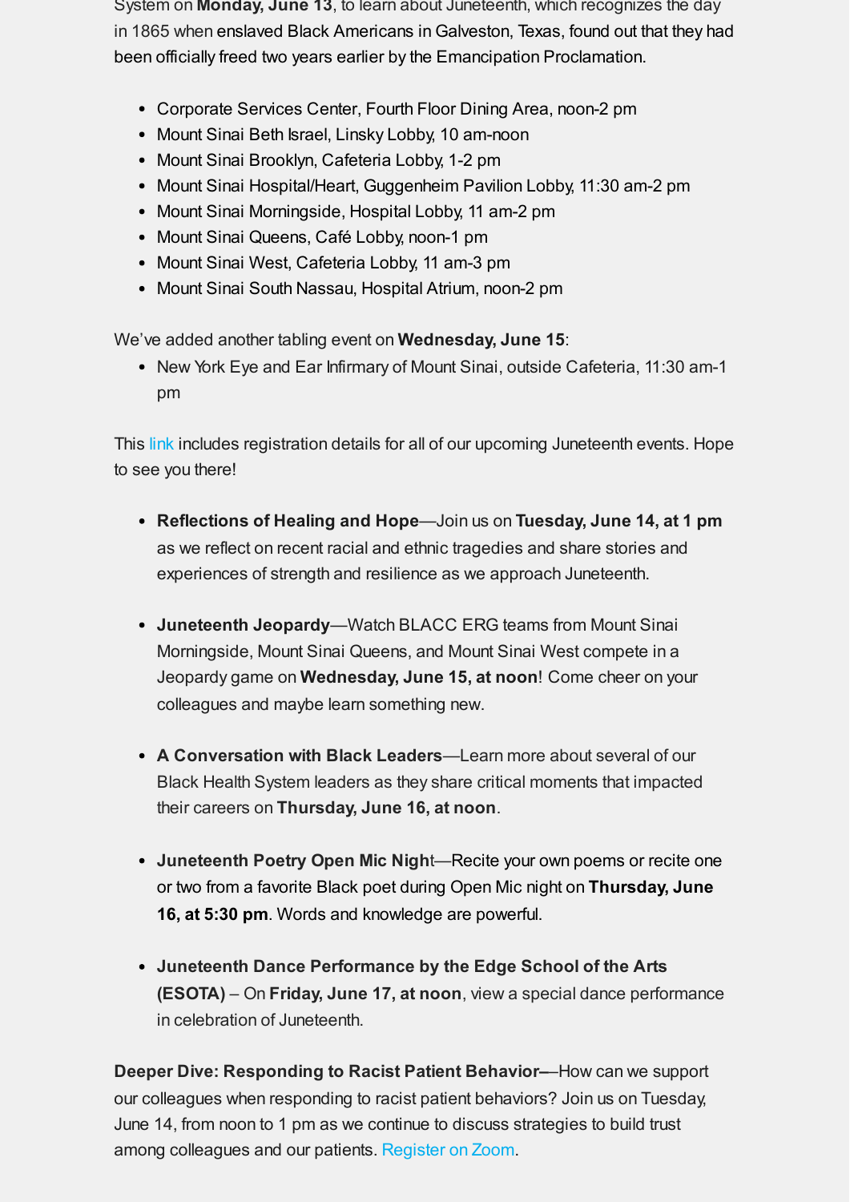System on **Monday, June 13**, to learn about Juneteenth, which recognizes the day in 1865 when enslaved Black Americans in Galveston, Texas, found out that they had been officially freed two years earlier by the Emancipation Proclamation.

- Corporate Services Center, Fourth Floor Dining Area, noon-2 pm
- Mount Sinai Beth Israel, Linsky Lobby, 10 am-noon
- Mount Sinai Brooklyn, Cafeteria Lobby, 1-2 pm
- Mount Sinai Hospital/Heart, Guggenheim Pavilion Lobby, 11:30 am-2 pm
- Mount Sinai Morningside, Hospital Lobby, 11 am-2 pm
- Mount Sinai Queens, Café Lobby, noon-1 pm
- Mount Sinai West, Cafeteria Lobby, 11 am-3 pm
- Mount Sinai South Nassau, Hospital Atrium, noon-2 pm

We've added another tabling event on **Wednesday, June 15**:

- New York Eye and Ear Infirmary of Mount Sinai, outside Cafeteria, 11:30 am-1 pm

This link includes registration details for all of our upcoming Juneteenth events. Hope to see you there!

- **Reflections of Healing and Hope**—Join us on **Tuesday, June 14, at 1 pm** as we reflect on recent racial and ethnic tragedies and share stories and experiences of strength and resilience as we approach Juneteenth.

- **Juneteenth Jeopardy**—Watch BLACC ERG teams from Mount Sinai Morningside, Mount Sinai Queens, and Mount Sinai West compete in a Jeopardy game on **Wednesday, June 15, at noon**! Come cheer on your colleagues and maybe learn something new.

- **A Conversation with Black Leaders**—Learn more about several of our Black Health System leaders as they share critical moments that impacted their careers on **Thursday, June 16, at noon**.

- **Juneteenth Poetry Open Mic Night**—Recite your own poems or recite one or two from a favorite Black poet during Open Mic night on **Thursday, June 16, at 5:30 pm**. Words and knowledge are powerful.

- **Juneteenth Dance Performance by the Edge School of the Arts (ESOTA)** – On **Friday, June 17, at noon**, view a special dance performance in celebration of Juneteenth.

**Deeper Dive: Responding to Racist Patient Behavior—**How can we support our colleagues when responding to racist patient behaviors? Join us on Tuesday, June 14, from noon to 1 pm as we continue to discuss strategies to build trust among colleagues and our patients. Register on Zoom.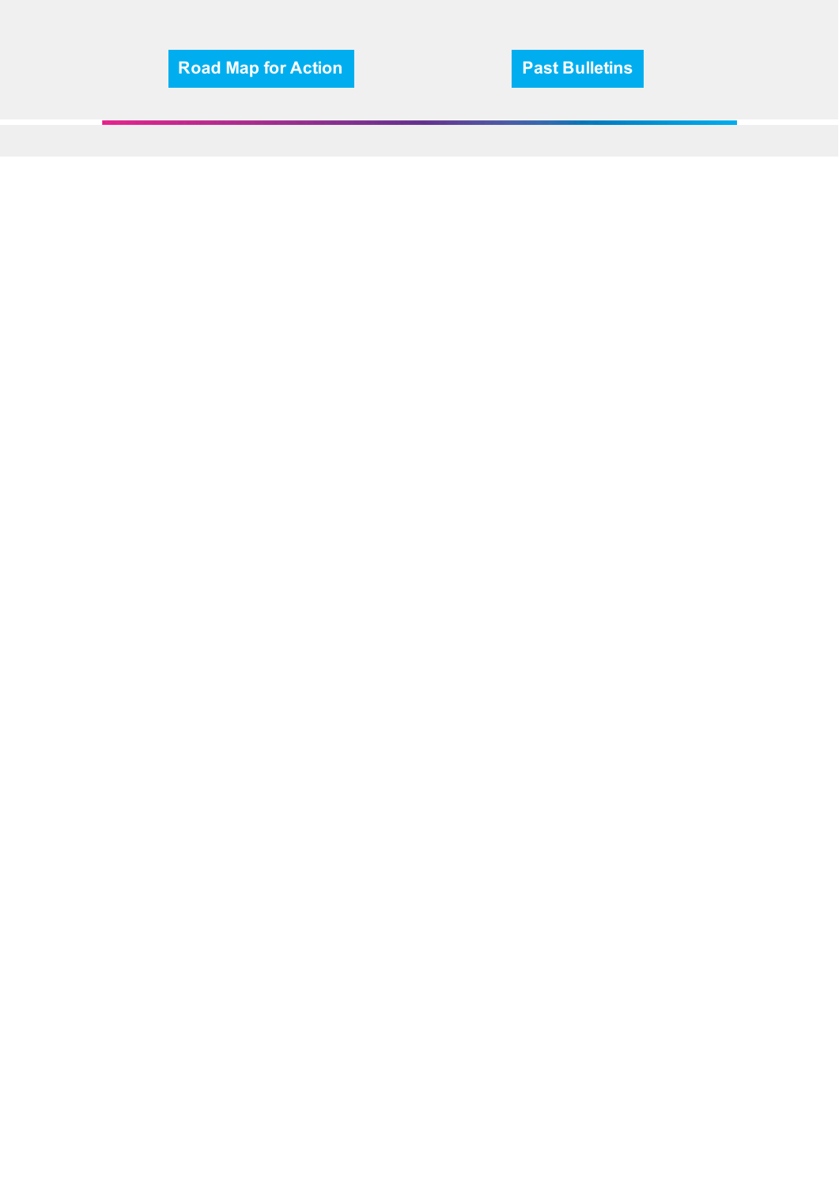Road Map for Action

Past Bulletins